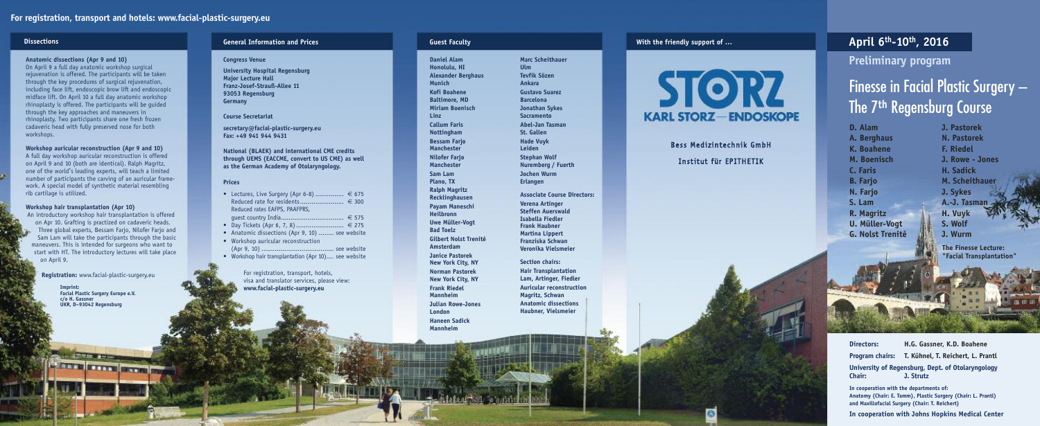For registration, transport and hotels: www.facial-plastic-surgery.eu

## Dissections

**Anatomic dissections (Apr 9 and 10)**
On April 9 a full day anatomic workshop surgical rejuvenation is offered. The participants will be taken through the key procedures of surgical rejuvenation, including face lift, endoscopic brow lift and endoscopic midface lift. On April 10 a full day anatomic workshop rhinoplasty is offered. The participants will be guided through the key approaches and maneuvers in rhinoplasty. Two participants share one fresh frozen cadaveric head with fully preserved nose for both workshops.

**Workshop auricular reconstruction (Apr 9 and 10)**
A full day workshop auricular reconstruction is offered on April 9 and 10 (both are identical). Ralph Magritz, one of the world's leading experts, will teach a limited number of participants the carving of an auricular framework. A special model of synthetic material resembling rib cartilage is utilized.

**Workshop hair transplantation (Apr 10)**
An introductory workshop hair transplantation is offered on Apr 10. Grafting is practized on cadaveric heads. Three global experts, Bessam Farjo, Nilofer Farjo and Sam Lam will take the participants through the basic maneuvers. This is intended for surgeons who want to start with HT. The introductory lectures will take place on April 9.

**Registration:** www.facial-plastic-surgery.eu

**Imprint:**
**Facial Plastic Surgery Europe e.V.**
**c/o H. Gassner**
**UKR, D-93042 Regensburg**

## General Information and Prices

**Congress Venue**

**University Hospital Regensburg**
**Major Lecture Hall**
**Franz-Josef-Strauß-Allee 11**
**93053 Regensburg**
**Germany**

**Course Secretariat**

**secretary@facial-plastic-surgery.eu**
**Fax: +49 941 944 9431**

**National (BLAEK) and international CME credits through UEMS (EACCME, convert to US CME) as well as the German Academy of Otolaryngology.**

**Prices**

- Lectures, Live Surgery (Apr 6-8) ............... € 675
  Reduced rate for residents ....................... € 300
  Reduced rates EAFPS, PAAFPRS, guest country India ................................ € 575
- Day Tickets (Apr 6, 7, 8) ......................... € 275
- Anatomic dissections (Apr 9, 10) ........ see website
- Workshop auricular reconstruction (Apr 9, 10) ...................................... see website
- Workshop hair transplantation (Apr 10).... see website

For registration, transport, hotels, visa and translator services, please view: **www.facial-plastic-surgery.eu**

## Guest Faculty

**Daniel Alam**
Honolulu, HI
**Alexander Berghaus**
Munich
**Kofi Boahene**
Baltimore, MD
**Miriam Boenisch**
Linz
**Callum Faris**
Nottingham
**Bessam Farjo**
Manchester
**Nilofer Farjo**
Manchester
**Sam Lam**
Plano, TX
**Ralph Magritz**
Recklinghausen
**Payam Maneschi**
Heilbronn
**Uwe Müller-Vogt**
Bad Toelz
**Gilbert Nolst Trenité**
Amsterdam
**Janice Pastorek**
New York City, NY
**Norman Pastorek**
New York City, NY
**Frank Riedel**
Mannheim
**Julian Rowe-Jones**
London
**Haneen Sadick**
Mannheim
**Marc Scheithauer**
Ulm
**Tevfik Sözen**
Ankara
**Gustavo Suarez**
Barcelona
**Jonathan Sykes**
Sacramento
**Abel-Jan Tasman**
St. Gallen
**Hade Vuyk**
Leiden
**Stephan Wolf**
Nuremberg / Fuerth
**Jochen Wurm**
Erlangen

**Associate Course Directors:**
Verena Artinger
Steffen Auerswald
Isabella Fiedler
Frank Haubner
Martina Lippert
Franziska Schwan
Veronika Vielsmeier

**Section chairs:**
**Hair Transplantation**
Lam, Artinger, Fiedler
**Auricular reconstruction**
Magritz, Schwan
**Anatomic dissections**
Haubner, Vielsmeier

## With the friendly support of ...

STORZ
KARL STORZ — ENDOSKOPE

Bess Medizintechnik GmbH

Institut für EPITHETIK

## April 6th-10th, 2016

**Preliminary program**

# Finesse in Facial Plastic Surgery – The 7th Regensburg Course

**D. Alam**
**A. Berghaus**
**K. Boahene**
**M. Boenisch**
**C. Faris**
**B. Farjo**
**N. Farjo**
**S. Lam**
**R. Magritz**
**U. Müller-Vogt**
**G. Nolst Trenité**
**J. Pastorek**
**N. Pastorek**
**F. Riedel**
**J. Rowe - Jones**
**H. Sadick**
**M. Scheithauer**
**J. Sykes**
**A.-J. Tasman**
**H. Vuyk**
**S. Wolf**
**J. Wurm**

**The Finesse Lecture: "Facial Transplantation"**

**Directors:** H.G. Gassner, K.D. Boahene

**Program chairs:** T. Kühnel, T. Reichert, L. Prantl

**University of Regensburg, Dept. of Otolaryngology**
**Chair:** J. Strutz

In cooperation with the departments of:
Anatomy (Chair: E. Tamm), Plastic Surgery (Chair: L. Prantl) and Maxillofacial Surgery (Chair: T. Reichert)

**In cooperation with Johns Hopkins Medical Center**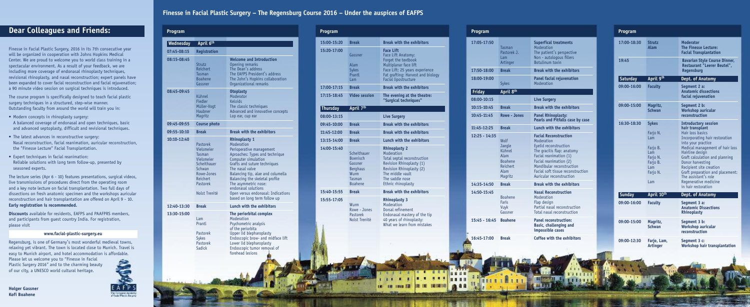# Finesse in Facial Plastic Surgery – The Regensburg Course 2016 – Under the auspices of EAFPS

## Dear Colleagues and Friends:

Finesse in Facial Plastic Surgery, 2016 in its 7th consecutive year will be organized in cooperation with Johns Hopkins Medical Center. We are proud to welcome you to world class training in a spectacular environment. As a result of your feedback, we are including more coverage of endonasal rhinoplasty techniques, revisional rhinoplasty, and nasal reconstruction; expert panels have been expanded to cover facial reconstruction and facial rejuvenation; a 90 minute video session on surgical techniques is introduced.

The course program is specifically designed to teach facial plastic surgery techniques in a structured, step-wise manner. Outstanding faculty from around the world will train you in:

- Modern concepts in rhinoplasty surgery: A balanced coverage of endonasal and open techniques, basic and advanced septoplasty, difficult and revisional techniques.
- The latest advances in reconstructive surgery: Nasal reconstruction, facial reanimation, auricular reconstruction, the "Finesse Lecture" Facial Transplantation.
- Expert techniques in facial reanimation: Reliable solutions with long term follow-up, presented by seasoned experts.

The lecture series (Apr 6 - 10) features presentations, surgical videos, live transmissions of procedures direct from the operating room and a key note lecture on facial transplantation. Two full days of dissections on fresh anatomic specimen and the workshops auricular reconstruction and hair transplantation are offered on April 9 - 10. **Early registration is recommended.**

**Discounts** available for residents, EAFPS and PAAFPRS members, and participants from guest country India. For registration, please visit

**www.facial-plastic-surgery.eu**

Regensburg, is one of Germany's most wonderful medieval towns, relaxing yet vibrant. The town is located close to Munich. Travel is easy to Munich airport, and hotel accommodation is affordable. Please let us welcome you to "Finesse in Facial Plastic Surgery 2016" and to the charming beauty of our city, a UNESCO world cultural heritage.

**Holger Gassner**
**Kofi Boahene**

## Program

| | | |
|---|---|---|
| **Wednesday** | **April 6th** | |
| 07:45-08:15 | **Registration** | |
| 08:15-08:45 | Strutz<br>Reichert<br>Tasman<br>Boahene<br>Gassner | **Welcome and Introduction**<br>Opening remarks<br>The Dean's address<br>The EAFPS President's address<br>The John's Hopkins collaboration<br>Organizational remarks |
| 08:45-09:45 | Kühnel<br>Fiedler<br>Müller-Vogt<br>Haubner<br>Magritz | **Otoplasty**<br>Moderator<br>Keloids<br>The classic techniques<br>Advanced and innovative concepts<br>Lop ear, cup ear |
| 09:45-09:55 | **Course photo** | |
| 09:55-10:10 | **Break** | **Break with the exhibitors** |
| 10:10-12:40 | Pastorek<br>Vielsmeier<br>Tasman<br>Vielsmeier<br>Scheithauer<br>Schwan<br>Rowe-Jones<br>Reichert<br>Pastorek<br>Nolst Trenité | **Rhinoplasty 1**<br>Moderation<br>Perioperative management<br>Aproaches: Types and technique<br>Computer simulation<br>Grafts and suture techniques<br>The nasal valve<br>Balancing tip, alae and columella<br>Balancing the skeletal profile<br>The asymmetric nose: endonasal solutions<br>Open versus endonasal: Indications based on long term follow up |
| 12:40-13:30 | **Break** | **Lunch with the exhibitors** |
| 13:30-15:00 | Lam<br>Prantl<br>Pastorek<br>Sykes<br>Pastorek<br>Sadick | **The periorbital complex**<br>Moderation<br>Psychometric analysis of the periorbita<br>Upper lid blepharoplasty<br>Endoscopic brow- and midface lift<br>Lower lid blepharoplasty<br>Endoscopic tumor removal of forehead lesions |
| 15:00-15:20 | **Break** | **Break with the exhibitors** |
| 15:20-17:00 | Gassner<br>Alam<br>Sykes<br>Prantl<br>Lam | **Face Lift**<br>Face Lift Anatomy: Forget the textbook<br>Multiplanar face lift<br>Face Lift: 25 years experience<br>Fat grafting: Harvest and biology<br>Facial lipostructure |
| 17:00-17:15 | **Break** | **Break with the exhibitors** |
| 17:15-18:45 | **Video session** | **The evening at the theatre: "Surgical techniques"** |
| **Thursday** | **April 7th** | |
| 08:00-13:15 | | **Live Surgery** |
| 09:45-10:00 | **Break** | **Break with the exhibitors** |
| 11:45-12:00 | **Break** | **Break with the exhibitors** |
| 13:15-14:00 | **Break** | **Lunch with the exhibitors** |
| 14:00-15:40 | Scheithauer<br>Boenisch<br>Gassner<br>Berghaus<br>Wurm<br>Tasman<br>Boahene | **Rhinoplasty 2**<br>Moderation<br>Total septal reconstruction<br>Revision Rhinoplasty (1)<br>Revision Rhinoplasty (2)<br>The middle vault<br>The saddle nose<br>Ethnic rhinoplasty |
| 15:40-15:55 | **Break** | **Break with the exhibitors** |
| 15:55-17:05 | Wurm<br>Rowe - Jones<br>Pastorek<br>Nolst Trenité | **Rhinoplasty 3**<br>Moderation<br>Dorsal refinement<br>Endonasal mastery of the tip<br>40 years of rhinoplasty: What we learn from mistakes |
| 17:05-17:50 | Tasman<br>Pastorek J.<br>Lam<br>Artinger | **Superfical treatments**<br>Moderation<br>The patient's perspective<br>Non - autologous fillers<br>Botulinum toxin |
| 17:50-18:00 | **Break** | **Break with the exhibitors** |
| 18:00-19:00 | Sykes | **Panel facial rejuvenation**<br>Moderation |
| **Friday** | **April 8th** | |
| 08:00-10:15 | | **Live Surgery** |
| 10:15-10:45 | **Break** | **Break with the exhibitors** |
| 10:45-11:45 | **Rowe - Jones** | **Panel Rhinoplasty: Pearls and Pitfalls case by case** |
| 11:45-12:25 | **Break** | **Lunch with the exhibitors** |
| 12:25 - 14:35 | Wolf<br>Jaegle<br>Kühnel<br>Alam<br>Boahene<br>Reichert<br>Alam<br>Magritz | **Facial Reconstruction**<br>Moderation<br>Eyelid reconstruction<br>The gracilis flap: anatomy<br>Facial reanimation (1)<br>Facial reanimation (2)<br>Mandibular reconstruction<br>Facial soft tissue reconstruction<br>Auricular reconstruction |
| 14:35-14:50 | **Break** | **Break with the exhibitors** |
| 14:50-15:45 | Boahene<br>Faris<br>Vuyk<br>Gassner | **Nasal Reconstruction**<br>Moderation<br>Flap design<br>Partial nasal reconstruction<br>Total nasal reconstruction |
| 15:45 - 16:45 | **Boahene** | **Panel reconstruction: Basic, challenging and impossible cases** |
| 16:45-17:00 | **Break** | **Coffee with the exhibitors** |
| 17:00-18:30 | **Strutz<br>Alam** | **Moderator<br>The Finesse Lecture: Facial Transplantation** |
| 19:45 | | **Bavarian Style Course Dinner, Restaurant "Leerer Beutel", Regensburg** |
| **Saturday** | **April 9th** | **Dept. of Anatomy** |
| 09:00-16:00 | **Faculty** | **Segment 2 a: Anatomic dissections facial rejuvenation** |
| 09:00-15:00 | **Magritz, Schwan** | **Segment 2 b: Workshop auricular reconstruction** |
| 16:30-18:30 | **Sykes**<br>Farjo N.<br>Lam<br>Farjo B.<br>Lam<br>Farjo N.<br>Farjo B.<br>Lam<br>Farjo N.<br>Lam | **Introductory session hair transplant**<br>Hair loss basics<br>Incorporating hair restoration into your practice<br>Medical management of hair loss<br>Hairline design<br>Graft calculation and planning<br>Donor harvesting<br>Recipient site creation<br>Graft preparation and placement: The assistant's role<br>Regenerative medicine in hair restoration |
| **Sunday** | **April 10th** | **Dept. of Anatomy** |
| 09:00-16:00 | **Faculty** | **Segment 3 a: Anatomic Dissections Rhinoplasty** |
| 09:00-15:00 | **Magritz, Schwan** | **Segment 3 b: Workshop auricular reconstruction** |
| 09:00-12:30 | **Farjo, Lam, Artinger** | **Segment 3 c: Workshop hair transplantation** |